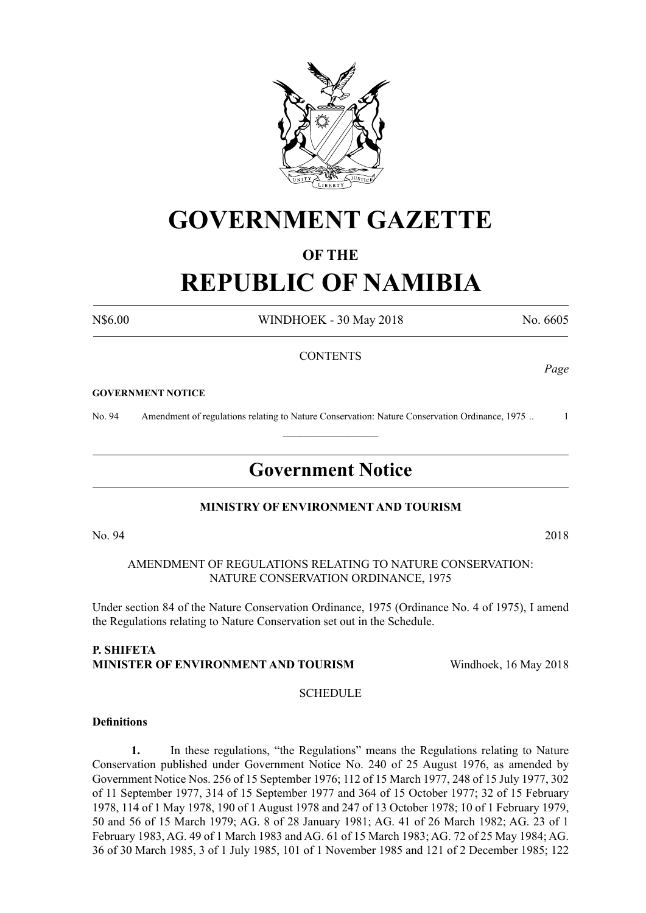# GOVERNMENT GAZETTE

## OF THE

# REPUBLIC OF NAMIBIA

N$6.00 WINDHOEK - 30 May 2018 No. 6605

CONTENTS

*Page*

**GOVERNMENT NOTICE**

No. 94 Amendment of regulations relating to Nature Conservation: Nature Conservation Ordinance, 1975 .. 1

---

## Government Notice

**MINISTRY OF ENVIRONMENT AND TOURISM**

No. 94 2018

AMENDMENT OF REGULATIONS RELATING TO NATURE CONSERVATION: NATURE CONSERVATION ORDINANCE, 1975

Under section 84 of the Nature Conservation Ordinance, 1975 (Ordinance No. 4 of 1975), I amend the Regulations relating to Nature Conservation set out in the Schedule.

**P. SHIFETA**
**MINISTER OF ENVIRONMENT AND TOURISM** Windhoek, 16 May 2018

SCHEDULE

**Definitions**

**1.** In these regulations, "the Regulations" means the Regulations relating to Nature Conservation published under Government Notice No. 240 of 25 August 1976, as amended by Government Notice Nos. 256 of 15 September 1976; 112 of 15 March 1977, 248 of 15 July 1977, 302 of 11 September 1977, 314 of 15 September 1977 and 364 of 15 October 1977; 32 of 15 February 1978, 114 of 1 May 1978, 190 of 1 August 1978 and 247 of 13 October 1978; 10 of 1 February 1979, 50 and 56 of 15 March 1979; AG. 8 of 28 January 1981; AG. 41 of 26 March 1982; AG. 23 of 1 February 1983, AG. 49 of 1 March 1983 and AG. 61 of 15 March 1983; AG. 72 of 25 May 1984; AG. 36 of 30 March 1985, 3 of 1 July 1985, 101 of 1 November 1985 and 121 of 2 December 1985; 122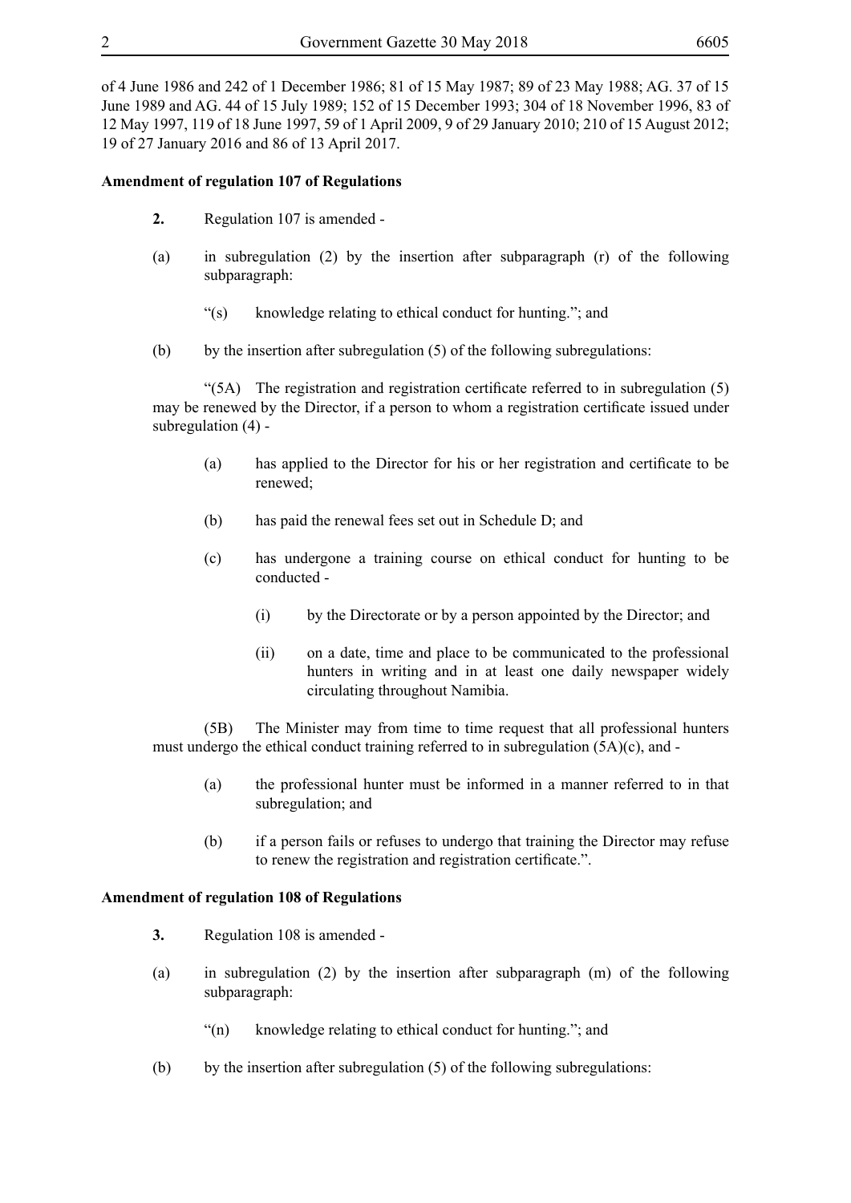of 4 June 1986 and 242 of 1 December 1986; 81 of 15 May 1987; 89 of 23 May 1988; AG. 37 of 15 June 1989 and AG. 44 of 15 July 1989; 152 of 15 December 1993; 304 of 18 November 1996, 83 of 12 May 1997, 119 of 18 June 1997, 59 of 1 April 2009, 9 of 29 January 2010; 210 of 15 August 2012; 19 of 27 January 2016 and 86 of 13 April 2017.

**Amendment of regulation 107 of Regulations**

**2.** Regulation 107 is amended -

(a) in subregulation (2) by the insertion after subparagraph (r) of the following subparagraph:

"(s) knowledge relating to ethical conduct for hunting."; and

(b) by the insertion after subregulation (5) of the following subregulations:

"(5A) The registration and registration certificate referred to in subregulation (5) may be renewed by the Director, if a person to whom a registration certificate issued under subregulation (4) -

(a) has applied to the Director for his or her registration and certificate to be renewed;

(b) has paid the renewal fees set out in Schedule D; and

(c) has undergone a training course on ethical conduct for hunting to be conducted -

(i) by the Directorate or by a person appointed by the Director; and

(ii) on a date, time and place to be communicated to the professional hunters in writing and in at least one daily newspaper widely circulating throughout Namibia.

(5B) The Minister may from time to time request that all professional hunters must undergo the ethical conduct training referred to in subregulation (5A)(c), and -

(a) the professional hunter must be informed in a manner referred to in that subregulation; and

(b) if a person fails or refuses to undergo that training the Director may refuse to renew the registration and registration certificate.".

**Amendment of regulation 108 of Regulations**

**3.** Regulation 108 is amended -

(a) in subregulation (2) by the insertion after subparagraph (m) of the following subparagraph:

"(n) knowledge relating to ethical conduct for hunting."; and

(b) by the insertion after subregulation (5) of the following subregulations: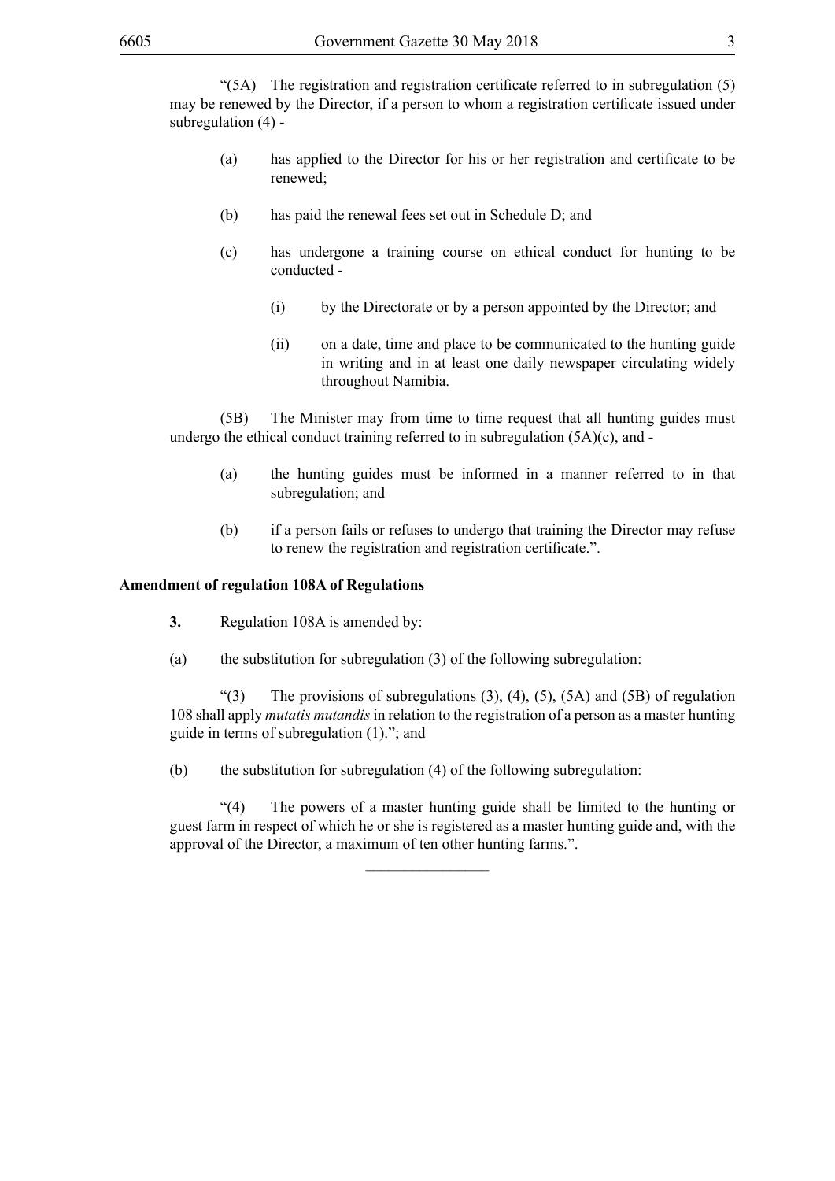"(5A) The registration and registration certificate referred to in subregulation (5) may be renewed by the Director, if a person to whom a registration certificate issued under subregulation (4) -

(a) has applied to the Director for his or her registration and certificate to be renewed;

(b) has paid the renewal fees set out in Schedule D; and

(c) has undergone a training course on ethical conduct for hunting to be conducted -

(i) by the Directorate or by a person appointed by the Director; and

(ii) on a date, time and place to be communicated to the hunting guide in writing and in at least one daily newspaper circulating widely throughout Namibia.

(5B) The Minister may from time to time request that all hunting guides must undergo the ethical conduct training referred to in subregulation (5A)(c), and -

(a) the hunting guides must be informed in a manner referred to in that subregulation; and

(b) if a person fails or refuses to undergo that training the Director may refuse to renew the registration and registration certificate.".

**Amendment of regulation 108A of Regulations**

**3.** Regulation 108A is amended by:

(a) the substitution for subregulation (3) of the following subregulation:

"(3) The provisions of subregulations (3), (4), (5), (5A) and (5B) of regulation 108 shall apply *mutatis mutandis* in relation to the registration of a person as a master hunting guide in terms of subregulation (1)."; and

(b) the substitution for subregulation (4) of the following subregulation:

"(4) The powers of a master hunting guide shall be limited to the hunting or guest farm in respect of which he or she is registered as a master hunting guide and, with the approval of the Director, a maximum of ten other hunting farms.".